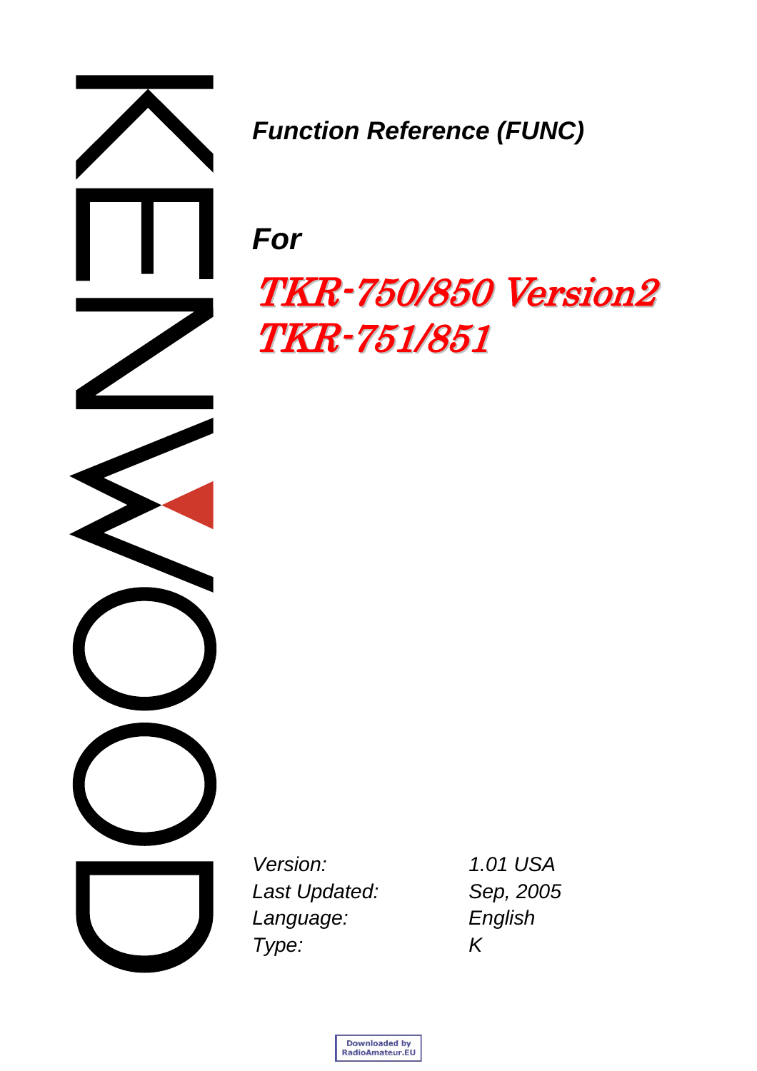KENWOOD

***Function Reference (FUNC)***

***For***

# *TKR-750/850 Version2*
# *TKR-751/851*

| | |
|---|---|
| *Version:* | *1.01 USA* |
| *Last Updated:* | *Sep, 2005* |
| *Language:* | *English* |
| *Type:* | *K* |

Downloaded by RadioAmateur.EU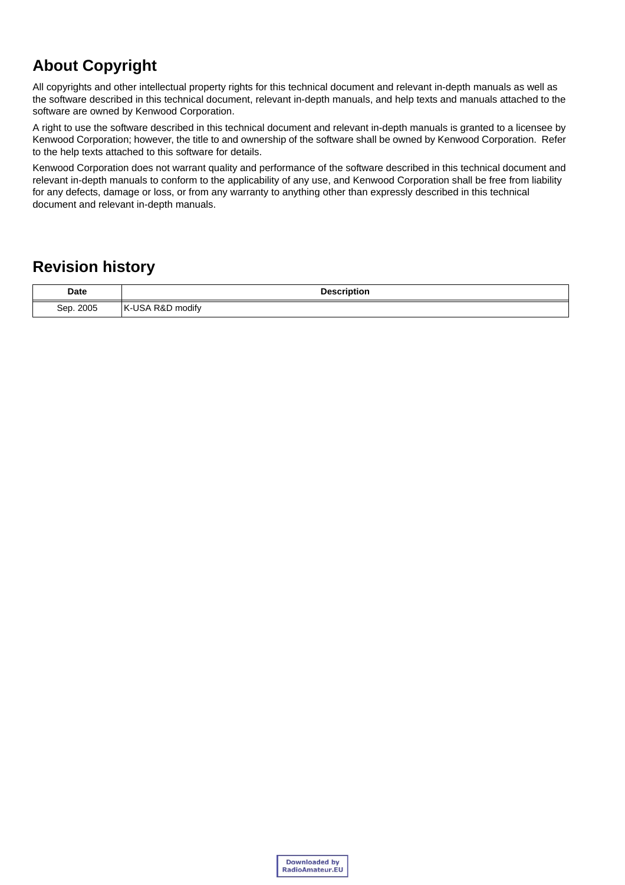## About Copyright

All copyrights and other intellectual property rights for this technical document and relevant in-depth manuals as well as the software described in this technical document, relevant in-depth manuals, and help texts and manuals attached to the software are owned by Kenwood Corporation.

A right to use the software described in this technical document and relevant in-depth manuals is granted to a licensee by Kenwood Corporation; however, the title to and ownership of the software shall be owned by Kenwood Corporation. Refer to the help texts attached to this software for details.

Kenwood Corporation does not warrant quality and performance of the software described in this technical document and relevant in-depth manuals to conform to the applicability of any use, and Kenwood Corporation shall be free from liability for any defects, damage or loss, or from any warranty to anything other than expressly described in this technical document and relevant in-depth manuals.

## Revision history

| Date | Description |
|---|---|
| Sep. 2005 | K-USA R&D modify |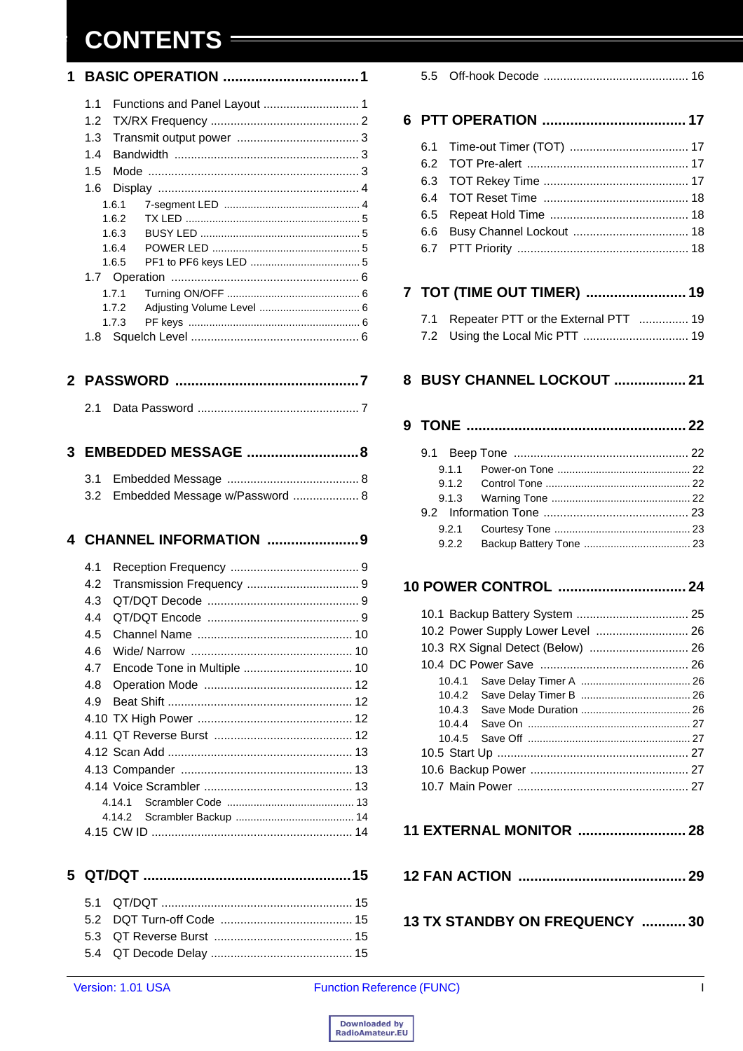# CONTENTS

**1 BASIC OPERATION .................................. 1**

1.1 Functions and Panel Layout ............................. 1
1.2 TX/RX Frequency ............................................. 2
1.3 Transmit output power ..................................... 3
1.4 Bandwidth ........................................................ 3
1.5 Mode ................................................................ 3
1.6 Display ............................................................. 4
1.6.1 7-segment LED .............................................. 4
1.6.2 TX LED ........................................................... 5
1.6.3 BUSY LED ...................................................... 5
1.6.4 POWER LED ................................................. 5
1.6.5 PF1 to PF6 keys LED ..................................... 5
1.7 Operation ......................................................... 6
1.7.1 Turning ON/OFF ............................................. 6
1.7.2 Adjusting Volume Level .................................. 6
1.7.3 PF keys .......................................................... 6
1.8 Squelch Level ................................................... 6

**2 PASSWORD .............................................. 7**

2.1 Data Password ................................................. 7

**3 EMBEDDED MESSAGE ............................ 8**

3.1 Embedded Message ........................................ 8
3.2 Embedded Message w/Password .................... 8

**4 CHANNEL INFORMATION ....................... 9**

4.1 Reception Frequency ....................................... 9
4.2 Transmission Frequency .................................. 9
4.3 QT/DQT Decode .............................................. 9
4.4 QT/DQT Encode .............................................. 9
4.5 Channel Name ............................................... 10
4.6 Wide/ Narrow ................................................. 10
4.7 Encode Tone in Multiple ................................. 10
4.8 Operation Mode ............................................. 12
4.9 Beat Shift ........................................................ 12
4.10 TX High Power ............................................... 12
4.11 QT Reverse Burst .......................................... 12
4.12 Scan Add ........................................................ 13
4.13 Compander .................................................... 13
4.14 Voice Scrambler ............................................. 13
4.14.1 Scrambler Code ........................................... 13
4.14.2 Scrambler Backup ........................................ 14
4.15 CW ID ............................................................. 14

**5 QT/DQT .................................................... 15**

5.1 QT/DQT .......................................................... 15
5.2 DQT Turn-off Code ......................................... 15
5.3 QT Reverse Burst ........................................... 15
5.4 QT Decode Delay ............................................ 15
5.5 Off-hook Decode ............................................ 16

**6 PTT OPERATION .................................... 17**

6.1 Time-out Timer (TOT) .................................... 17
6.2 TOT Pre-alert ................................................. 17
6.3 TOT Rekey Time ............................................ 17
6.4 TOT Reset Time ............................................. 18
6.5 Repeat Hold Time .......................................... 18
6.6 Busy Channel Lockout ................................... 18
6.7 PTT Priority .................................................... 18

**7 TOT (TIME OUT TIMER) ......................... 19**

7.1 Repeater PTT or the External PTT ............... 19
7.2 Using the Local Mic PTT ................................ 19

**8 BUSY CHANNEL LOCKOUT .................. 21**

**9 TONE ....................................................... 22**

9.1 Beep Tone ..................................................... 22
9.1.1 Power-on Tone ............................................. 22
9.1.2 Control Tone ................................................. 22
9.1.3 Warning Tone ............................................... 22
9.2 Information Tone ............................................ 23
9.2.1 Courtesy Tone .............................................. 23
9.2.2 Backup Battery Tone .................................... 23

**10 POWER CONTROL ................................ 24**

10.1 Backup Battery System .................................. 25
10.2 Power Supply Lower Level ............................ 26
10.3 RX Signal Detect (Below) .............................. 26
10.4 DC Power Save ............................................. 26
10.4.1 Save Delay Timer A ..................................... 26
10.4.2 Save Delay Timer B ..................................... 26
10.4.3 Save Mode Duration ..................................... 26
10.4.4 Save On ....................................................... 27
10.4.5 Save Off ....................................................... 27
10.5 Start Up .......................................................... 27
10.6 Backup Power ................................................ 27
10.7 Main Power .................................................... 27

**11 EXTERNAL MONITOR ........................... 28**

**12 FAN ACTION .......................................... 29**

**13 TX STANDBY ON FREQUENCY ........... 30**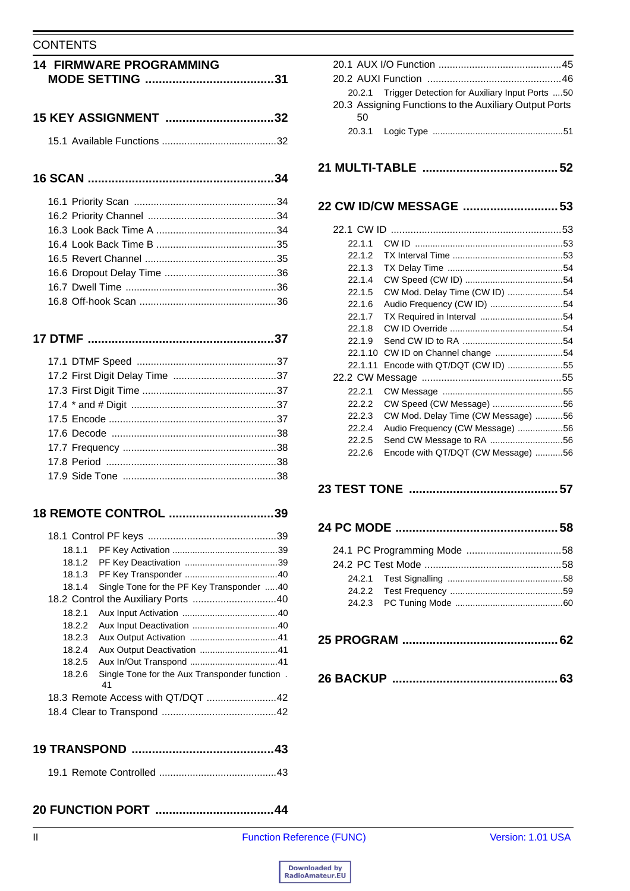CONTENTS

**14 FIRMWARE PROGRAMMING MODE SETTING ......................................31**

**15 KEY ASSIGNMENT ................................32**

15.1 Available Functions .........................................32

**16 SCAN .......................................................34**

16.1 Priority Scan ...................................................34
16.2 Priority Channel ..............................................34
16.3 Look Back Time A ...........................................34
16.4 Look Back Time B ...........................................35
16.5 Revert Channel ...............................................35
16.6 Dropout Delay Time ........................................36
16.7 Dwell Time ......................................................36
16.8 Off-hook Scan .................................................36

**17 DTMF .......................................................37**

17.1 DTMF Speed ..................................................37
17.2 First Digit Delay Time .....................................37
17.3 First Digit Time ................................................37
17.4 * and # Digit ....................................................37
17.5 Encode ............................................................37
17.6 Decode ...........................................................38
17.7 Frequency .......................................................38
17.8 Period .............................................................38
17.9 Side Tone .......................................................38

**18 REMOTE CONTROL ...............................39**

18.1 Control PF keys ..............................................39
18.1.1 PF Key Activation ..........................................39
18.1.2 PF Key Deactivation .....................................39
18.1.3 PF Key Transponder .....................................40
18.1.4 Single Tone for the PF Key Transponder .....40
18.2 Control the Auxiliary Ports ..............................40
18.2.1 Aux Input Activation ......................................40
18.2.2 Aux Input Deactivation ..................................40
18.2.3 Aux Output Activation ...................................41
18.2.4 Aux Output Deactivation ...............................41
18.2.5 Aux In/Out Transpond ...................................41
18.2.6 Single Tone for the Aux Transponder function . 41
18.3 Remote Access with QT/DQT .........................42
18.4 Clear to Transpond .........................................42

**19 TRANSPOND ..........................................43**

19.1 Remote Controlled ..........................................43

**20 FUNCTION PORT ...................................44**

20.1 AUX I/O Function ............................................45
20.2 AUXI Function ................................................46
20.2.1 Trigger Detection for Auxiliary Input Ports ....50
20.3 Assigning Functions to the Auxiliary Output Ports 50
20.3.1 Logic Type ....................................................51

**21 MULTI-TABLE ........................................52**

**22 CW ID/CW MESSAGE ............................53**

22.1 CW ID .............................................................53
22.1.1 CW ID ...........................................................53
22.1.2 TX Interval Time ............................................53
22.1.3 TX Delay Time ..............................................54
22.1.4 CW Speed (CW ID) .......................................54
22.1.5 CW Mod. Delay Time (CW ID) ......................54
22.1.6 Audio Frequency (CW ID) .............................54
22.1.7 TX Required in Interval .................................54
22.1.8 CW ID Override .............................................54
22.1.9 Send CW ID to RA ........................................54
22.1.10 CW ID on Channel change ..........................54
22.1.11 Encode with QT/DQT (CW ID) ....................55
22.2 CW Message ..................................................55
22.2.1 CW Message ................................................55
22.2.2 CW Speed (CW Message) ............................56
22.2.3 CW Mod. Delay Time (CW Message) ...........56
22.2.4 Audio Frequency (CW Message) ..................56
22.2.5 Send CW Message to RA .............................56
22.2.6 Encode with QT/DQT (CW Message) ...........56

**23 TEST TONE ............................................57**

**24 PC MODE ................................................58**

24.1 PC Programming Mode ..................................58
24.2 PC Test Mode .................................................58
24.2.1 Test Signalling ..............................................58
24.2.2 Test Frequency .............................................59
24.2.3 PC Tuning Mode ...........................................60

**25 PROGRAM .............................................62**

**26 BACKUP .................................................63**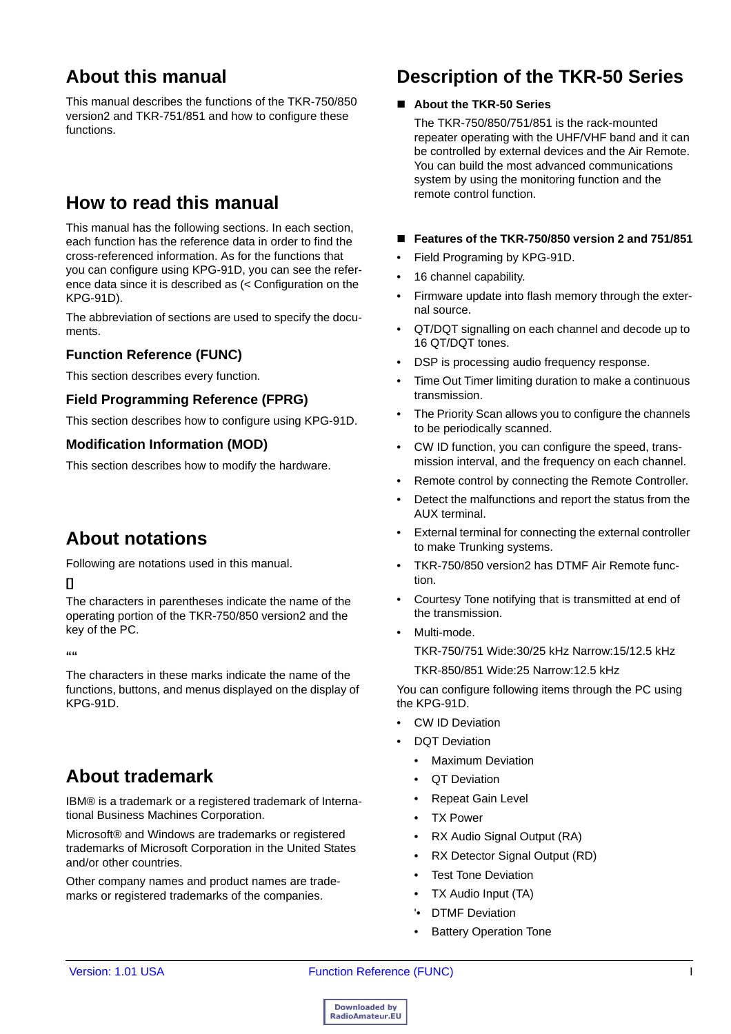## About this manual

This manual describes the functions of the TKR-750/850 version2 and TKR-751/851 and how to configure these functions.

## How to read this manual

This manual has the following sections. In each section, each function has the reference data in order to find the cross-referenced information. As for the functions that you can configure using KPG-91D, you can see the reference data since it is described as (< Configuration on the KPG-91D).

The abbreviation of sections are used to specify the documents.

### Function Reference (FUNC)

This section describes every function.

### Field Programming Reference (FPRG)

This section describes how to configure using KPG-91D.

### Modification Information (MOD)

This section describes how to modify the hardware.

## About notations

Following are notations used in this manual.

**[]**

The characters in parentheses indicate the name of the operating portion of the TKR-750/850 version2 and the key of the PC.

**""**

The characters in these marks indicate the name of the functions, buttons, and menus displayed on the display of KPG-91D.

## About trademark

IBM® is a trademark or a registered trademark of International Business Machines Corporation.

Microsoft® and Windows are trademarks or registered trademarks of Microsoft Corporation in the United States and/or other countries.

Other company names and product names are trademarks or registered trademarks of the companies.

## Description of the TKR-50 Series

### About the TKR-50 Series

The TKR-750/850/751/851 is the rack-mounted repeater operating with the UHF/VHF band and it can be controlled by external devices and the Air Remote. You can build the most advanced communications system by using the monitoring function and the remote control function.

### Features of the TKR-750/850 version 2 and 751/851

- Field Programing by KPG-91D.
- 16 channel capability.
- Firmware update into flash memory through the external source.
- QT/DQT signalling on each channel and decode up to 16 QT/DQT tones.
- DSP is processing audio frequency response.
- Time Out Timer limiting duration to make a continuous transmission.
- The Priority Scan allows you to configure the channels to be periodically scanned.
- CW ID function, you can configure the speed, transmission interval, and the frequency on each channel.
- Remote control by connecting the Remote Controller.
- Detect the malfunctions and report the status from the AUX terminal.
- External terminal for connecting the external controller to make Trunking systems.
- TKR-750/850 version2 has DTMF Air Remote function.
- Courtesy Tone notifying that is transmitted at end of the transmission.
- Multi-mode.

  TKR-750/751 Wide:30/25 kHz Narrow:15/12.5 kHz

  TKR-850/851 Wide:25 Narrow:12.5 kHz

You can configure following items through the PC using the KPG-91D.

- CW ID Deviation
- DQT Deviation
  - Maximum Deviation
  - QT Deviation
  - Repeat Gain Level
  - TX Power
  - RX Audio Signal Output (RA)
  - RX Detector Signal Output (RD)
  - Test Tone Deviation
  - TX Audio Input (TA)
  - DTMF Deviation
  - Battery Operation Tone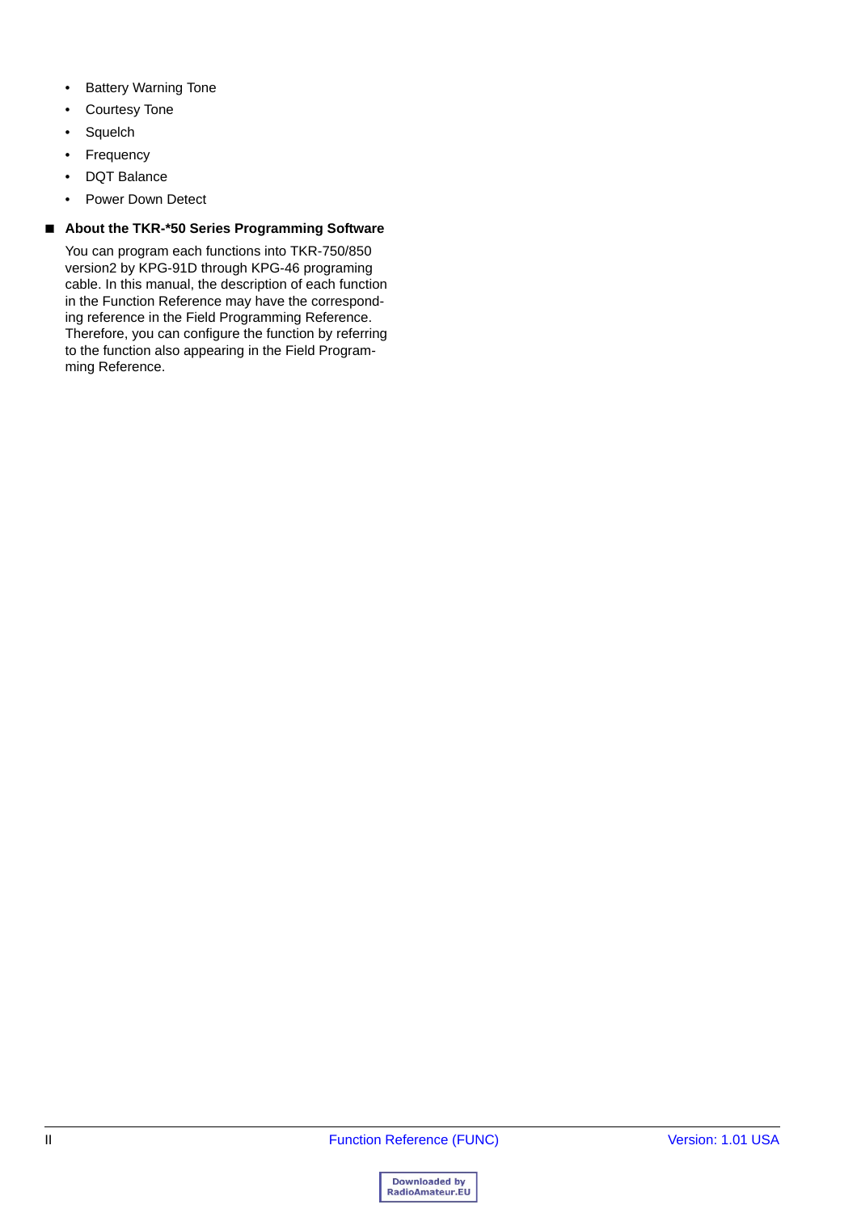- Battery Warning Tone
- Courtesy Tone
- Squelch
- Frequency
- DQT Balance
- Power Down Detect

## ■ About the TKR-*50 Series Programming Software

You can program each functions into TKR-750/850 version2 by KPG-91D through KPG-46 programing cable. In this manual, the description of each function in the Function Reference may have the corresponding reference in the Field Programming Reference. Therefore, you can configure the function by referring to the function also appearing in the Field Programming Reference.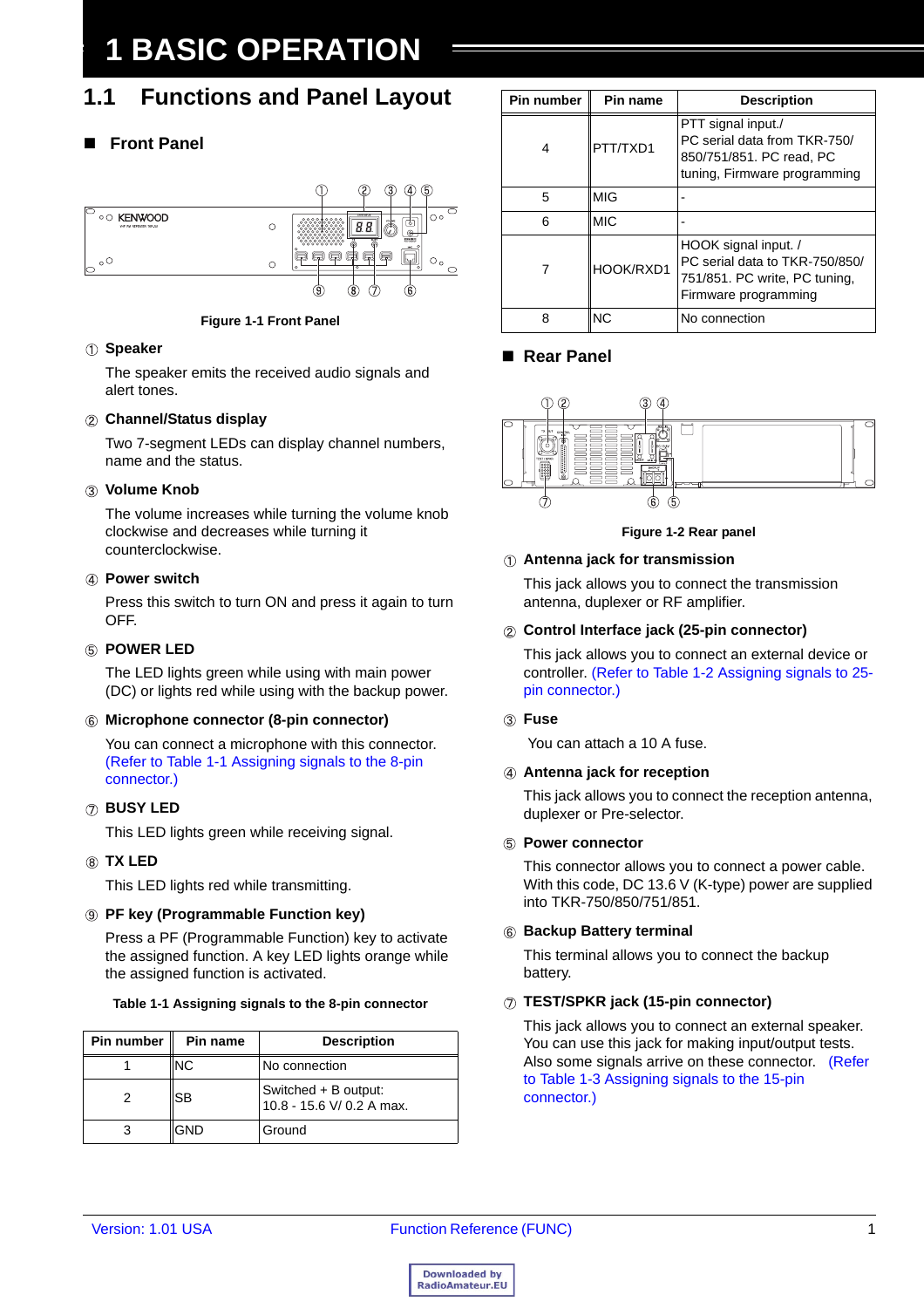# 1 BASIC OPERATION

## 1.1 Functions and Panel Layout

### ■ Front Panel

Figure 1-1 Front Panel

① **Speaker**

The speaker emits the received audio signals and alert tones.

② **Channel/Status display**

Two 7-segment LEDs can display channel numbers, name and the status.

③ **Volume Knob**

The volume increases while turning the volume knob clockwise and decreases while turning it counterclockwise.

④ **Power switch**

Press this switch to turn ON and press it again to turn OFF.

⑤ **POWER LED**

The LED lights green while using with main power (DC) or lights red while using with the backup power.

⑥ **Microphone connector (8-pin connector)**

You can connect a microphone with this connector. (Refer to Table 1-1 Assigning signals to the 8-pin connector.)

⑦ **BUSY LED**

This LED lights green while receiving signal.

⑧ **TX LED**

This LED lights red while transmitting.

⑨ **PF key (Programmable Function key)**

Press a PF (Programmable Function) key to activate the assigned function. A key LED lights orange while the assigned function is activated.

**Table 1-1 Assigning signals to the 8-pin connector**

| Pin number | Pin name | Description |
|---|---|---|
| 1 | NC | No connection |
| 2 | SB | Switched + B output: 10.8 - 15.6 V/ 0.2 A max. |
| 3 | GND | Ground |
| 4 | PTT/TXD1 | PTT signal input./ PC serial data from TKR-750/ 850/751/851. PC read, PC tuning, Firmware programming |
| 5 | MIG | - |
| 6 | MIC | - |
| 7 | HOOK/RXD1 | HOOK signal input. / PC serial data to TKR-750/850/ 751/851. PC write, PC tuning, Firmware programming |
| 8 | NC | No connection |

### ■ Rear Panel

Figure 1-2 Rear panel

① **Antenna jack for transmission**

This jack allows you to connect the transmission antenna, duplexer or RF amplifier.

② **Control Interface jack (25-pin connector)**

This jack allows you to connect an external device or controller. (Refer to Table 1-2 Assigning signals to 25-pin connector.)

③ **Fuse**

You can attach a 10 A fuse.

④ **Antenna jack for reception**

This jack allows you to connect the reception antenna, duplexer or Pre-selector.

⑤ **Power connector**

This connector allows you to connect a power cable. With this code, DC 13.6 V (K-type) power are supplied into TKR-750/850/751/851.

⑥ **Backup Battery terminal**

This terminal allows you to connect the backup battery.

⑦ **TEST/SPKR jack (15-pin connector)**

This jack allows you to connect an external speaker. You can use this jack for making input/output tests. Also some signals arrive on these connector. (Refer to Table 1-3 Assigning signals to the 15-pin connector.)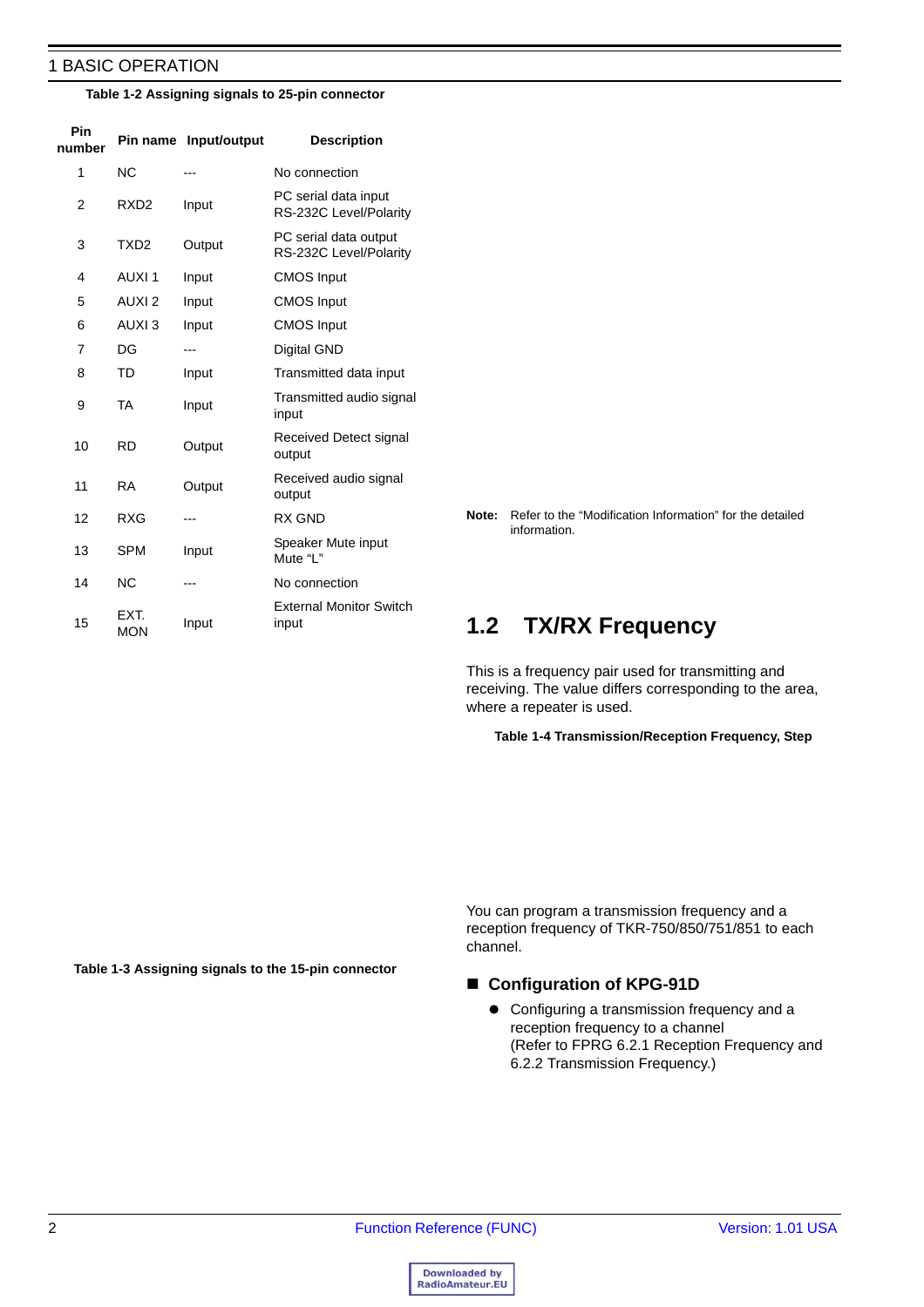**Table 1-2 Assigning signals to 25-pin connector**

| Pin number | Pin name | Input/output | Description |
|---|---|---|---|
| 1 | NC | --- | No connection |
| 2 | RXD2 | Input | PC serial data input RS-232C Level/Polarity |
| 3 | TXD2 | Output | PC serial data output RS-232C Level/Polarity |
| 4 | AUXI 1 | Input | CMOS Input |
| 5 | AUXI 2 | Input | CMOS Input |
| 6 | AUXI 3 | Input | CMOS Input |
| 7 | DG | --- | Digital GND |
| 8 | TD | Input | Transmitted data input |
| 9 | TA | Input | Transmitted audio signal input |
| 10 | RD | Output | Received Detect signal output |
| 11 | RA | Output | Received audio signal output |
| 12 | RXG | --- | RX GND |
| 13 | SPM | Input | Speaker Mute input Mute "L" |
| 14 | NC | --- | No connection |
| 15 | EXT. MON | Input | External Monitor Switch input |

**Table 1-3 Assigning signals to the 15-pin connector**

**Note:** Refer to the "Modification Information" for the detailed information.

## 1.2 TX/RX Frequency

This is a frequency pair used for transmitting and receiving. The value differs corresponding to the area, where a repeater is used.

**Table 1-4 Transmission/Reception Frequency, Step**

You can program a transmission frequency and a reception frequency of TKR-750/850/751/851 to each channel.

### ■ Configuration of KPG-91D

- Configuring a transmission frequency and a reception frequency to a channel
  (Refer to FPRG 6.2.1 Reception Frequency and 6.2.2 Transmission Frequency.)